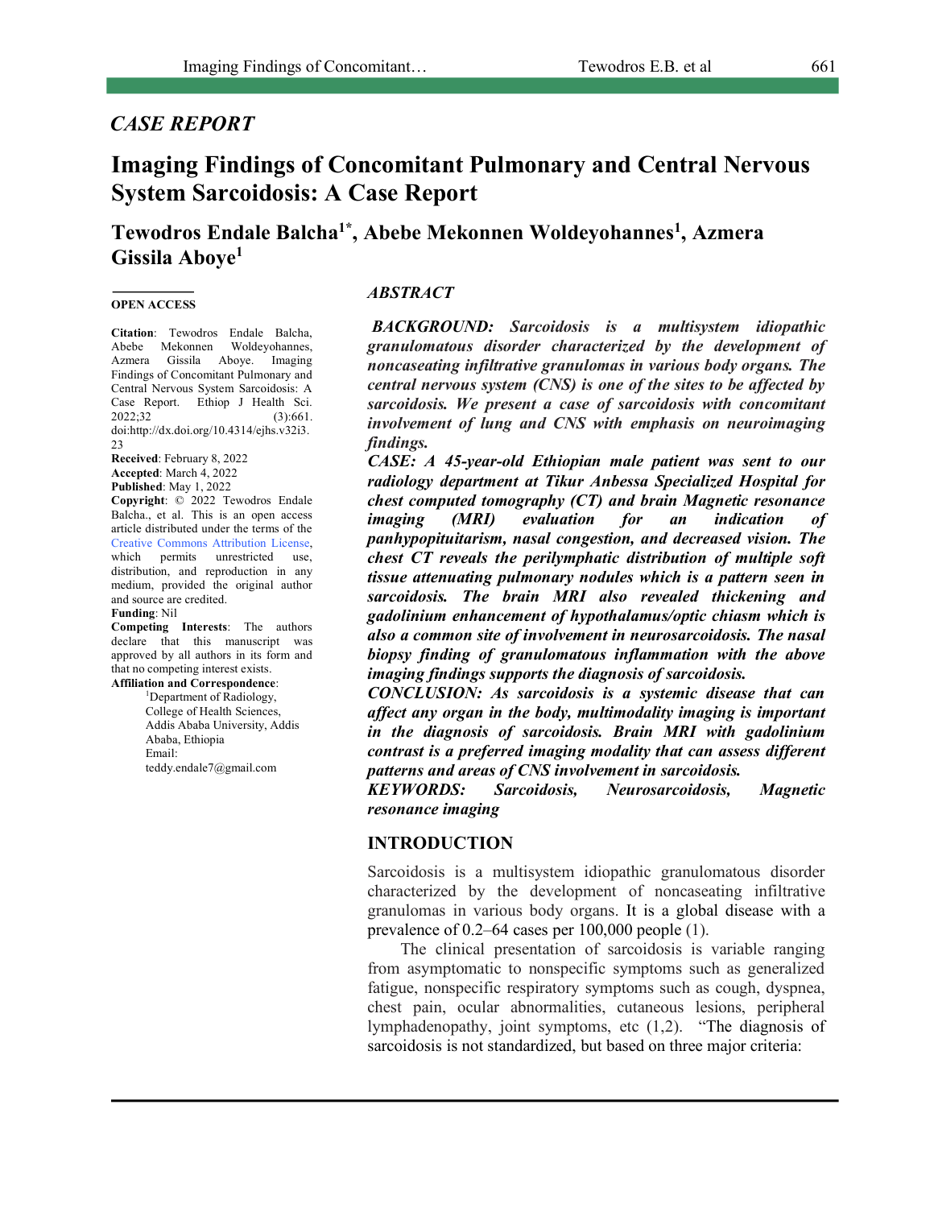*CASE REPORT*

# Imaging Findings of Concomitant Pulmonary and Central Nervous System Sarcoidosis: A Case Report

**Tewodros Endale Balcha[1*], Abebe Mekonnen Woldeyohannes[1], Azmera Gissila Aboye[1]**

**OPEN ACCESS**

**Citation**: Tewodros Endale Balcha, Abebe Mekonnen Woldeyohannes, Azmera Gissila Aboye. Imaging Findings of Concomitant Pulmonary and Central Nervous System Sarcoidosis: A Case Report. Ethiop J Health Sci. 2022;32 (3):661. doi:http://dx.doi.org/10.4314/ejhs.v32i3.23

**Received**: February 8, 2022
**Accepted**: March 4, 2022
**Published**: May 1, 2022

**Copyright**: © 2022 Tewodros Endale Balcha., et al. This is an open access article distributed under the terms of the Creative Commons Attribution License, which permits unrestricted use, distribution, and reproduction in any medium, provided the original author and source are credited.

**Funding**: Nil

**Competing Interests**: The authors declare that this manuscript was approved by all authors in its form and that no competing interest exists.

**Affiliation and Correspondence**:
[1]Department of Radiology, College of Health Sciences, Addis Ababa University, Addis Ababa, Ethiopia
Email: teddy.endale7@gmail.com

## *ABSTRACT*

***BACKGROUND:*** ***Sarcoidosis is a multisystem idiopathic granulomatous disorder characterized by the development of noncaseating infiltrative granulomas in various body organs. The central nervous system (CNS) is one of the sites to be affected by sarcoidosis. We present a case of sarcoidosis with concomitant involvement of lung and CNS with emphasis on neuroimaging findings.***

***CASE:*** ***A 45-year-old Ethiopian male patient was sent to our radiology department at Tikur Anbessa Specialized Hospital for chest computed tomography (CT) and brain Magnetic resonance imaging (MRI) evaluation for an indication of panhypopituitarism, nasal congestion, and decreased vision. The chest CT reveals the perilymphatic distribution of multiple soft tissue attenuating pulmonary nodules which is a pattern seen in sarcoidosis. The brain MRI also revealed thickening and gadolinium enhancement of hypothalamus/optic chiasm which is also a common site of involvement in neurosarcoidosis. The nasal biopsy finding of granulomatous inflammation with the above imaging findings supports the diagnosis of sarcoidosis.***

***CONCLUSION:*** ***As sarcoidosis is a systemic disease that can affect any organ in the body, multimodality imaging is important in the diagnosis of sarcoidosis. Brain MRI with gadolinium contrast is a preferred imaging modality that can assess different patterns and areas of CNS involvement in sarcoidosis.***

***KEYWORDS:*** ***Sarcoidosis, Neurosarcoidosis, Magnetic resonance imaging***

## INTRODUCTION

Sarcoidosis is a multisystem idiopathic granulomatous disorder characterized by the development of noncaseating infiltrative granulomas in various body organs. It is a global disease with a prevalence of 0.2–64 cases per 100,000 people (1).

The clinical presentation of sarcoidosis is variable ranging from asymptomatic to nonspecific symptoms such as generalized fatigue, nonspecific respiratory symptoms such as cough, dyspnea, chest pain, ocular abnormalities, cutaneous lesions, peripheral lymphadenopathy, joint symptoms, etc (1,2). "The diagnosis of sarcoidosis is not standardized, but based on three major criteria: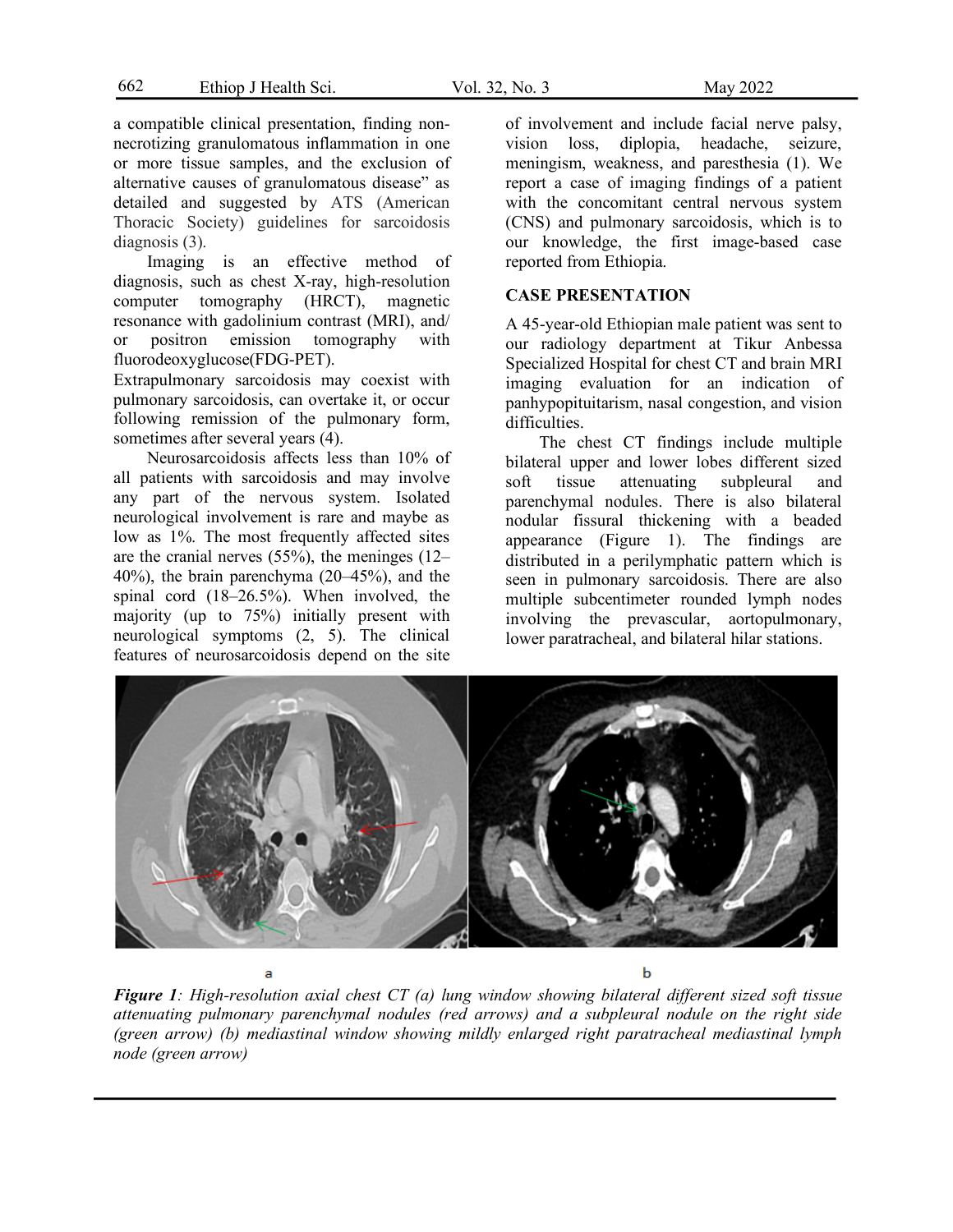a compatible clinical presentation, finding non-necrotizing granulomatous inflammation in one or more tissue samples, and the exclusion of alternative causes of granulomatous disease" as detailed and suggested by ATS (American Thoracic Society) guidelines for sarcoidosis diagnosis (3).

Imaging is an effective method of diagnosis, such as chest X-ray, high-resolution computer tomography (HRCT), magnetic resonance with gadolinium contrast (MRI), and/ or positron emission tomography with fluorodeoxyglucose(FDG-PET).

Extrapulmonary sarcoidosis may coexist with pulmonary sarcoidosis, can overtake it, or occur following remission of the pulmonary form, sometimes after several years (4).

Neurosarcoidosis affects less than 10% of all patients with sarcoidosis and may involve any part of the nervous system. Isolated neurological involvement is rare and maybe as low as 1%. The most frequently affected sites are the cranial nerves (55%), the meninges (12–40%), the brain parenchyma (20–45%), and the spinal cord (18–26.5%). When involved, the majority (up to 75%) initially present with neurological symptoms (2, 5). The clinical features of neurosarcoidosis depend on the site of involvement and include facial nerve palsy, vision loss, diplopia, headache, seizure, meningism, weakness, and paresthesia (1). We report a case of imaging findings of a patient with the concomitant central nervous system (CNS) and pulmonary sarcoidosis, which is to our knowledge, the first image-based case reported from Ethiopia.

## CASE PRESENTATION

A 45-year-old Ethiopian male patient was sent to our radiology department at Tikur Anbessa Specialized Hospital for chest CT and brain MRI imaging evaluation for an indication of panhypopituitarism, nasal congestion, and vision difficulties.

The chest CT findings include multiple bilateral upper and lower lobes different sized soft tissue attenuating subpleural and parenchymal nodules. There is also bilateral nodular fissural thickening with a beaded appearance (Figure 1). The findings are distributed in a perilymphatic pattern which is seen in pulmonary sarcoidosis. There are also multiple subcentimeter rounded lymph nodes involving the prevascular, aortopulmonary, lower paratracheal, and bilateral hilar stations.

a b

***Figure 1***: *High-resolution axial chest CT (a) lung window showing bilateral different sized soft tissue attenuating pulmonary parenchymal nodules (red arrows) and a subpleural nodule on the right side (green arrow) (b) mediastinal window showing mildly enlarged right paratracheal mediastinal lymph node (green arrow)*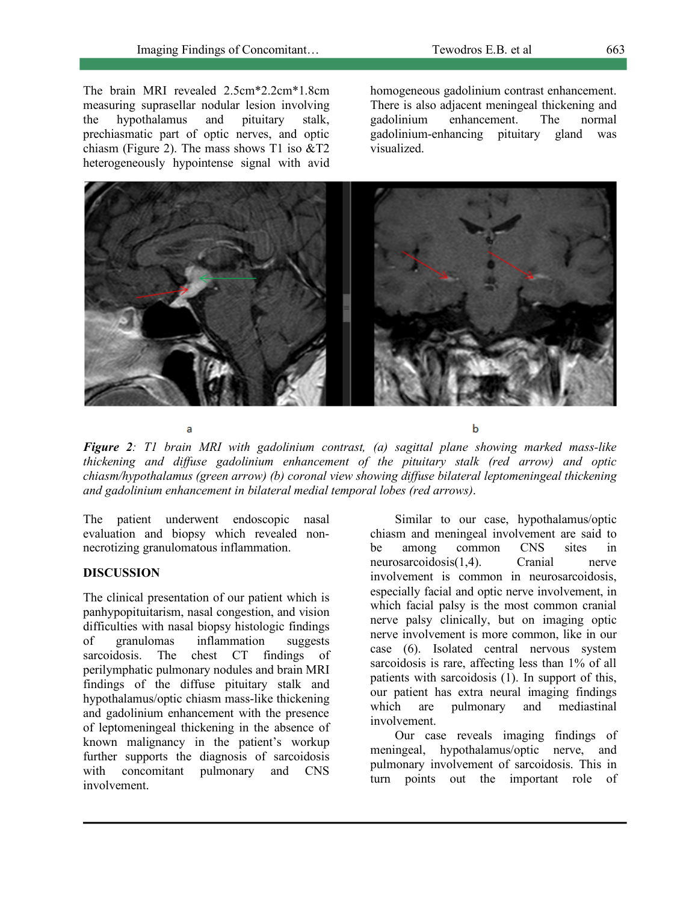The brain MRI revealed 2.5cm*2.2cm*1.8cm measuring suprasellar nodular lesion involving the hypothalamus and pituitary stalk, prechiasmatic part of optic nerves, and optic chiasm (Figure 2). The mass shows T1 iso &T2 heterogeneously hypointense signal with avid homogeneous gadolinium contrast enhancement. There is also adjacent meningeal thickening and gadolinium enhancement. The normal gadolinium-enhancing pituitary gland was visualized.

*Figure 2: T1 brain MRI with gadolinium contrast, (a) sagittal plane showing marked mass-like thickening and diffuse gadolinium enhancement of the pituitary stalk (red arrow) and optic chiasm/hypothalamus (green arrow) (b) coronal view showing diffuse bilateral leptomeningeal thickening and gadolinium enhancement in bilateral medial temporal lobes (red arrows).*

The patient underwent endoscopic nasal evaluation and biopsy which revealed non-necrotizing granulomatous inflammation.

## DISCUSSION

The clinical presentation of our patient which is panhypopituitarism, nasal congestion, and vision difficulties with nasal biopsy histologic findings of granulomas inflammation suggests sarcoidosis. The chest CT findings of perilymphatic pulmonary nodules and brain MRI findings of the diffuse pituitary stalk and hypothalamus/optic chiasm mass-like thickening and gadolinium enhancement with the presence of leptomeningeal thickening in the absence of known malignancy in the patient's workup further supports the diagnosis of sarcoidosis with concomitant pulmonary and CNS involvement.

Similar to our case, hypothalamus/optic chiasm and meningeal involvement are said to be among common CNS sites in neurosarcoidosis(1,4). Cranial nerve involvement is common in neurosarcoidosis, especially facial and optic nerve involvement, in which facial palsy is the most common cranial nerve palsy clinically, but on imaging optic nerve involvement is more common, like in our case (6). Isolated central nervous system sarcoidosis is rare, affecting less than 1% of all patients with sarcoidosis (1). In support of this, our patient has extra neural imaging findings which are pulmonary and mediastinal involvement.

Our case reveals imaging findings of meningeal, hypothalamus/optic nerve, and pulmonary involvement of sarcoidosis. This in turn points out the important role of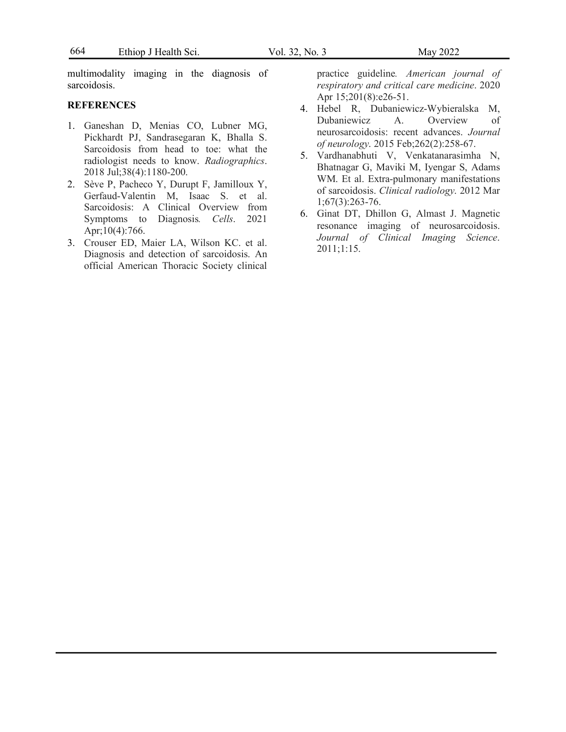multimodality imaging in the diagnosis of sarcoidosis.

## REFERENCES

1. Ganeshan D, Menias CO, Lubner MG, Pickhardt PJ, Sandrasegaran K, Bhalla S. Sarcoidosis from head to toe: what the radiologist needs to know. *Radiographics*. 2018 Jul;38(4):1180-200.
2. Sève P, Pacheco Y, Durupt F, Jamilloux Y, Gerfaud-Valentin M, Isaac S. et al. Sarcoidosis: A Clinical Overview from Symptoms to Diagnosis. *Cells*. 2021 Apr;10(4):766.
3. Crouser ED, Maier LA, Wilson KC. et al. Diagnosis and detection of sarcoidosis. An official American Thoracic Society clinical practice guideline. *American journal of respiratory and critical care medicine*. 2020 Apr 15;201(8):e26-51.
4. Hebel R, Dubaniewicz-Wybieralska M, Dubaniewicz A. Overview of neurosarcoidosis: recent advances. *Journal of neurology*. 2015 Feb;262(2):258-67.
5. Vardhanabhuti V, Venkatanarasimha N, Bhatnagar G, Maviki M, Iyengar S, Adams WM. Et al. Extra-pulmonary manifestations of sarcoidosis. *Clinical radiology*. 2012 Mar 1;67(3):263-76.
6. Ginat DT, Dhillon G, Almast J. Magnetic resonance imaging of neurosarcoidosis. *Journal of Clinical Imaging Science*. 2011;1:15.